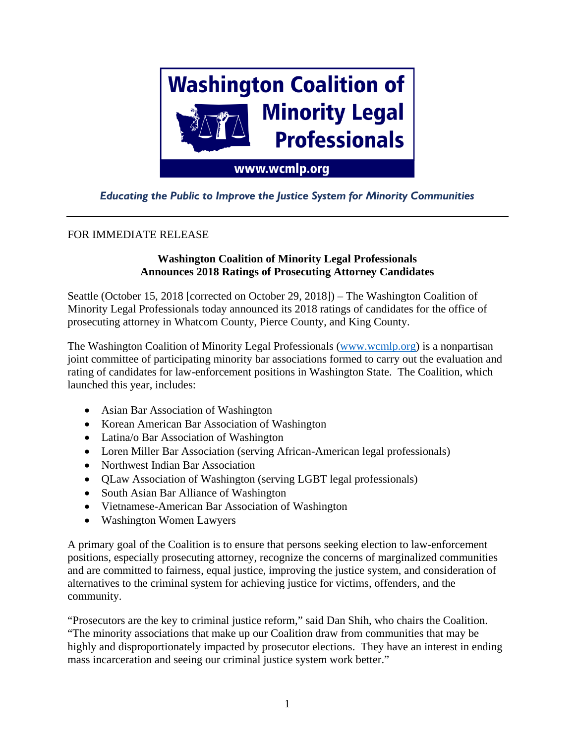# Washington Coalition of Minority Legal Professionals

www.wcmlp.org

*Educating the Public to Improve the Justice System for Minority Communities*

---

FOR IMMEDIATE RELEASE

**Washington Coalition of Minority Legal Professionals**
**Announces 2018 Ratings of Prosecuting Attorney Candidates**

Seattle (October 15, 2018 [corrected on October 29, 2018]) – The Washington Coalition of Minority Legal Professionals today announced its 2018 ratings of candidates for the office of prosecuting attorney in Whatcom County, Pierce County, and King County.

The Washington Coalition of Minority Legal Professionals (www.wcmlp.org) is a nonpartisan joint committee of participating minority bar associations formed to carry out the evaluation and rating of candidates for law-enforcement positions in Washington State. The Coalition, which launched this year, includes:

- Asian Bar Association of Washington
- Korean American Bar Association of Washington
- Latina/o Bar Association of Washington
- Loren Miller Bar Association (serving African-American legal professionals)
- Northwest Indian Bar Association
- QLaw Association of Washington (serving LGBT legal professionals)
- South Asian Bar Alliance of Washington
- Vietnamese-American Bar Association of Washington
- Washington Women Lawyers

A primary goal of the Coalition is to ensure that persons seeking election to law-enforcement positions, especially prosecuting attorney, recognize the concerns of marginalized communities and are committed to fairness, equal justice, improving the justice system, and consideration of alternatives to the criminal system for achieving justice for victims, offenders, and the community.

"Prosecutors are the key to criminal justice reform," said Dan Shih, who chairs the Coalition. "The minority associations that make up our Coalition draw from communities that may be highly and disproportionately impacted by prosecutor elections. They have an interest in ending mass incarceration and seeing our criminal justice system work better."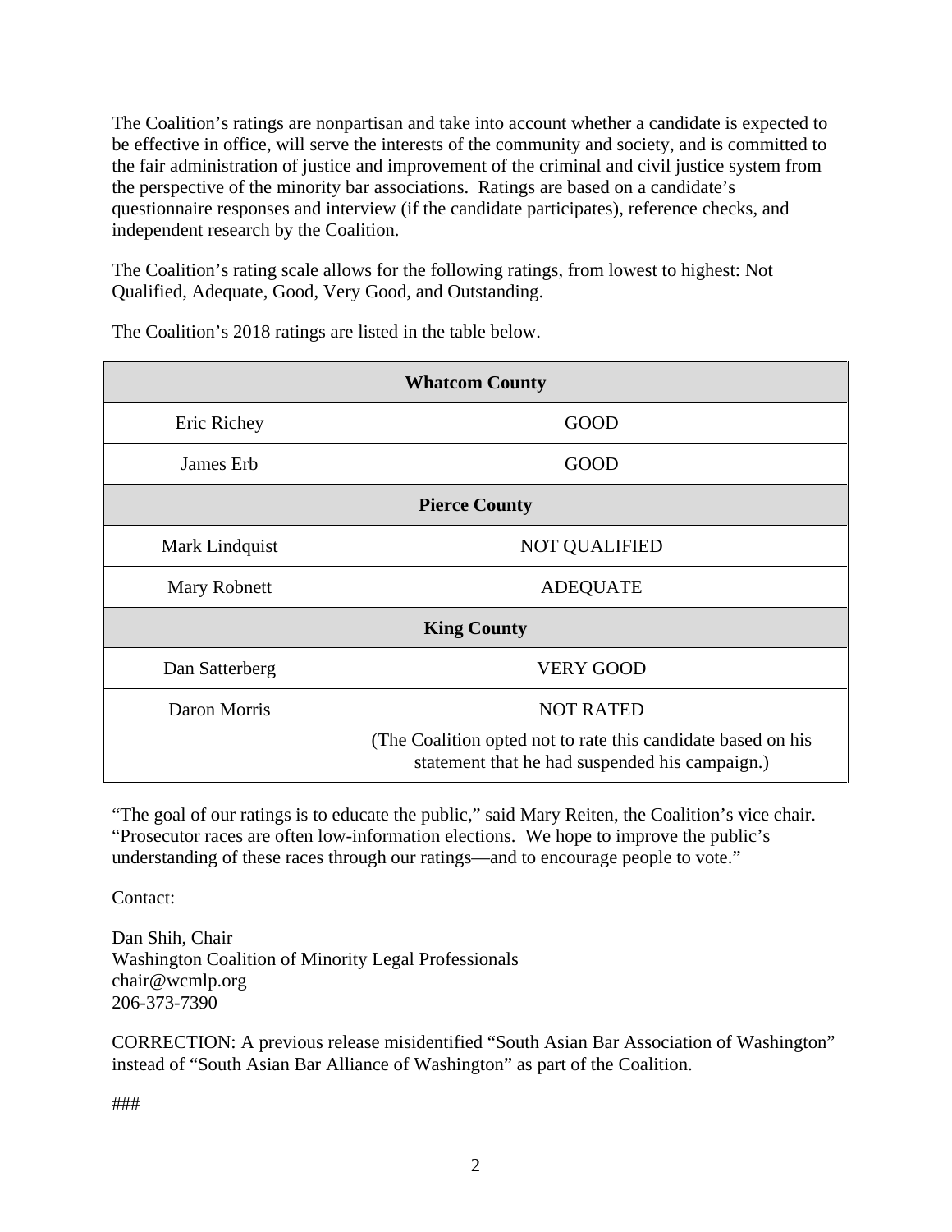The Coalition's ratings are nonpartisan and take into account whether a candidate is expected to be effective in office, will serve the interests of the community and society, and is committed to the fair administration of justice and improvement of the criminal and civil justice system from the perspective of the minority bar associations. Ratings are based on a candidate's questionnaire responses and interview (if the candidate participates), reference checks, and independent research by the Coalition.

The Coalition's rating scale allows for the following ratings, from lowest to highest: Not Qualified, Adequate, Good, Very Good, and Outstanding.

The Coalition's 2018 ratings are listed in the table below.

| | |
|---|---|
| **Whatcom County** | |
| Eric Richey | GOOD |
| James Erb | GOOD |
| **Pierce County** | |
| Mark Lindquist | NOT QUALIFIED |
| Mary Robnett | ADEQUATE |
| **King County** | |
| Dan Satterberg | VERY GOOD |
| Daron Morris | NOT RATED<br>(The Coalition opted not to rate this candidate based on his statement that he had suspended his campaign.) |

"The goal of our ratings is to educate the public," said Mary Reiten, the Coalition's vice chair. "Prosecutor races are often low-information elections. We hope to improve the public's understanding of these races through our ratings—and to encourage people to vote."

Contact:

Dan Shih, Chair
Washington Coalition of Minority Legal Professionals
chair@wcmlp.org
206-373-7390

CORRECTION: A previous release misidentified "South Asian Bar Association of Washington" instead of "South Asian Bar Alliance of Washington" as part of the Coalition.

###